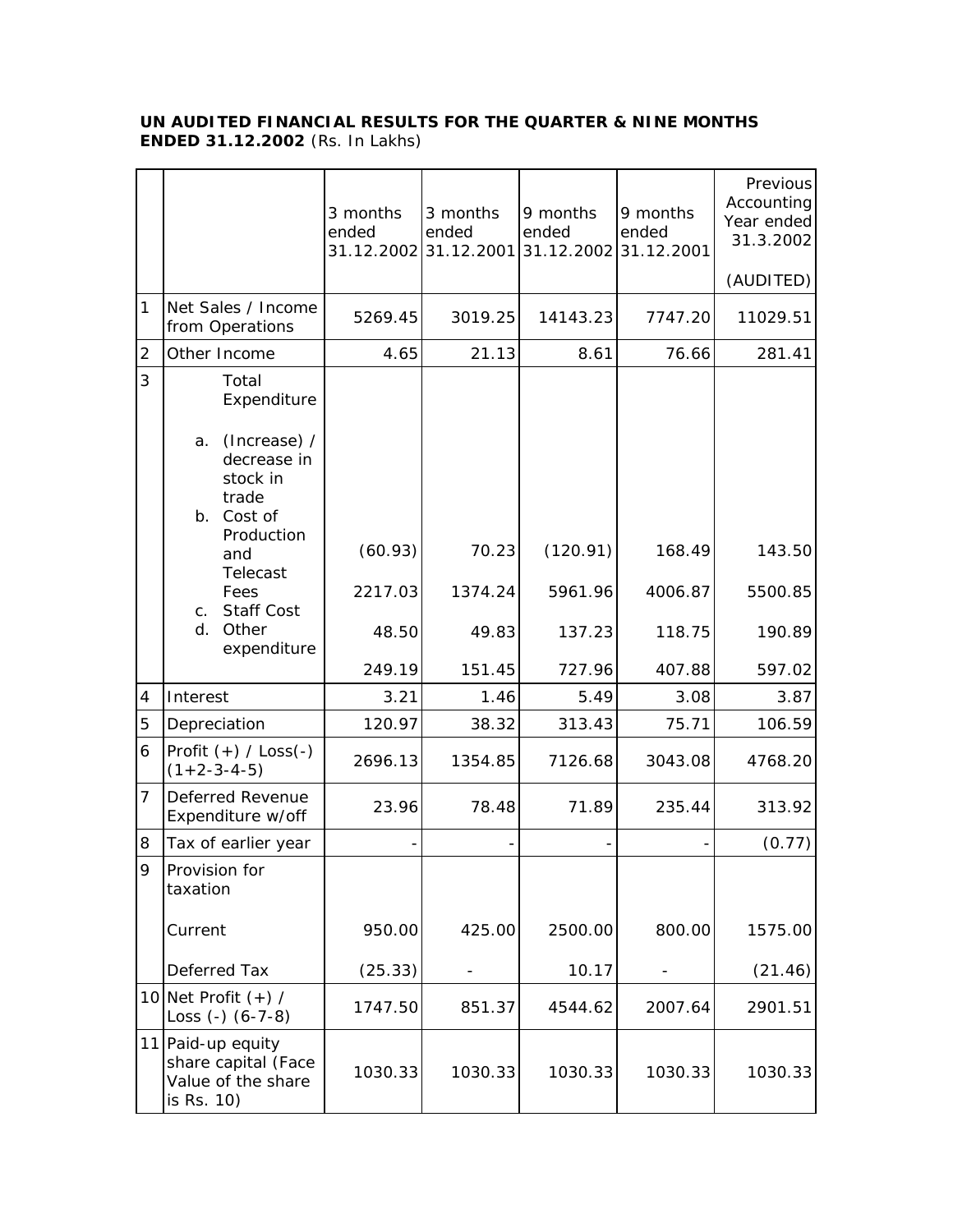**UN AUDITED FINANCIAL RESULTS FOR THE QUARTER & NINE MONTHS ENDED 31.12.2002** (Rs. In Lakhs)

| | | 3 months ended 31.12.2002 | 3 months ended 31.12.2001 | 9 months ended 31.12.2002 | 9 months ended 31.12.2001 | Previous Accounting Year ended 31.3.2002 (AUDITED) |
|---|---|---|---|---|---|---|
| 1 | Net Sales / Income from Operations | 5269.45 | 3019.25 | 14143.23 | 7747.20 | 11029.51 |
| 2 | Other Income | 4.65 | 21.13 | 8.61 | 76.66 | 281.41 |
| 3 | Total Expenditure | | | | | |
| | a. (Increase) / decrease in stock in trade | (60.93) | 70.23 | (120.91) | 168.49 | 143.50 |
| | b. Cost of Production and Telecast Fees | 2217.03 | 1374.24 | 5961.96 | 4006.87 | 5500.85 |
| | c. Staff Cost | 48.50 | 49.83 | 137.23 | 118.75 | 190.89 |
| | d. Other expenditure | 249.19 | 151.45 | 727.96 | 407.88 | 597.02 |
| 4 | Interest | 3.21 | 1.46 | 5.49 | 3.08 | 3.87 |
| 5 | Depreciation | 120.97 | 38.32 | 313.43 | 75.71 | 106.59 |
| 6 | Profit (+) / Loss(-) (1+2-3-4-5) | 2696.13 | 1354.85 | 7126.68 | 3043.08 | 4768.20 |
| 7 | Deferred Revenue Expenditure w/off | 23.96 | 78.48 | 71.89 | 235.44 | 313.92 |
| 8 | Tax of earlier year | - | - | - | - | (0.77) |
| 9 | Provision for taxation | | | | | |
| | Current | 950.00 | 425.00 | 2500.00 | 800.00 | 1575.00 |
| | Deferred Tax | (25.33) | - | 10.17 | - | (21.46) |
| 10 | Net Profit (+) / Loss (-) (6-7-8) | 1747.50 | 851.37 | 4544.62 | 2007.64 | 2901.51 |
| 11 | Paid-up equity share capital (Face Value of the share is Rs. 10) | 1030.33 | 1030.33 | 1030.33 | 1030.33 | 1030.33 |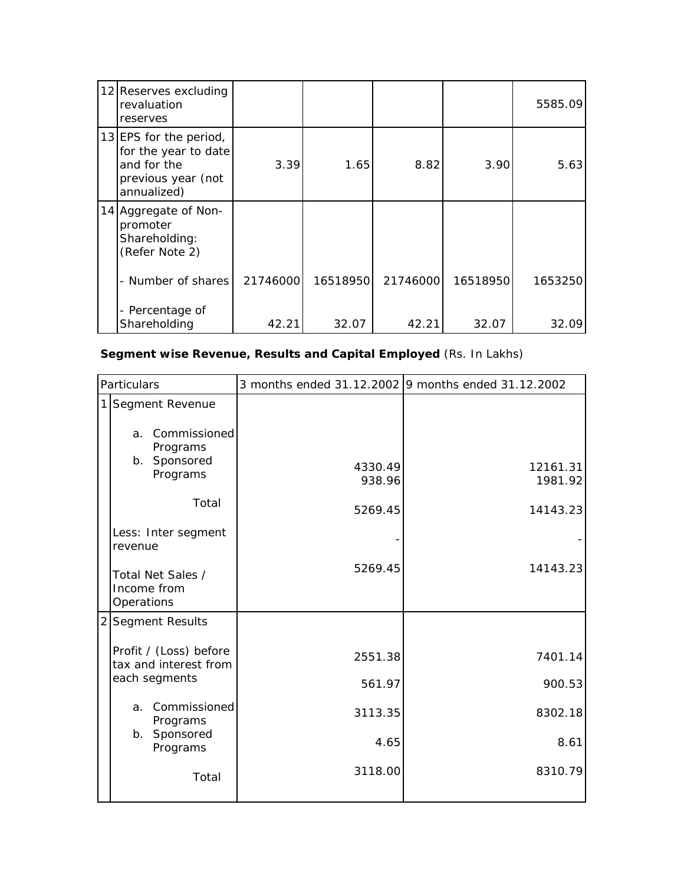| | | | | | | |
|---|---|---|---|---|---|---|
| 12 | Reserves excluding revaluation reserves | | | | | 5585.09 |
| 13 | EPS for the period, for the year to date and for the previous year (not annualized) | 3.39 | 1.65 | 8.82 | 3.90 | 5.63 |
| 14 | Aggregate of Non-promoter Shareholding: (Refer Note 2) | | | | | |
| | - Number of shares | 21746000 | 16518950 | 21746000 | 16518950 | 1653250 |
| | - Percentage of Shareholding | 42.21 | 32.07 | 42.21 | 32.07 | 32.09 |

**Segment wise Revenue, Results and Capital Employed** (Rs. In Lakhs)

| | Particulars | 3 months ended 31.12.2002 | 9 months ended 31.12.2002 |
|---|---|---|---|
| 1 | Segment Revenue | | |
| | a. Commissioned Programs | 4330.49 | 12161.31 |
| | b. Sponsored Programs | 938.96 | 1981.92 |
| | Total | 5269.45 | 14143.23 |
| | Less: Inter segment revenue | - | - |
| | Total Net Sales / Income from Operations | 5269.45 | 14143.23 |
| 2 | Segment Results | | |
| | Profit / (Loss) before tax and interest from each segments | | |
| | a. Commissioned Programs | 2551.38 | 7401.14 |
| | b. Sponsored Programs | 561.97 | 900.53 |
| | Total | 3113.35 | 8302.18 |
| | | 4.65 | 8.61 |
| | | 3118.00 | 8310.79 |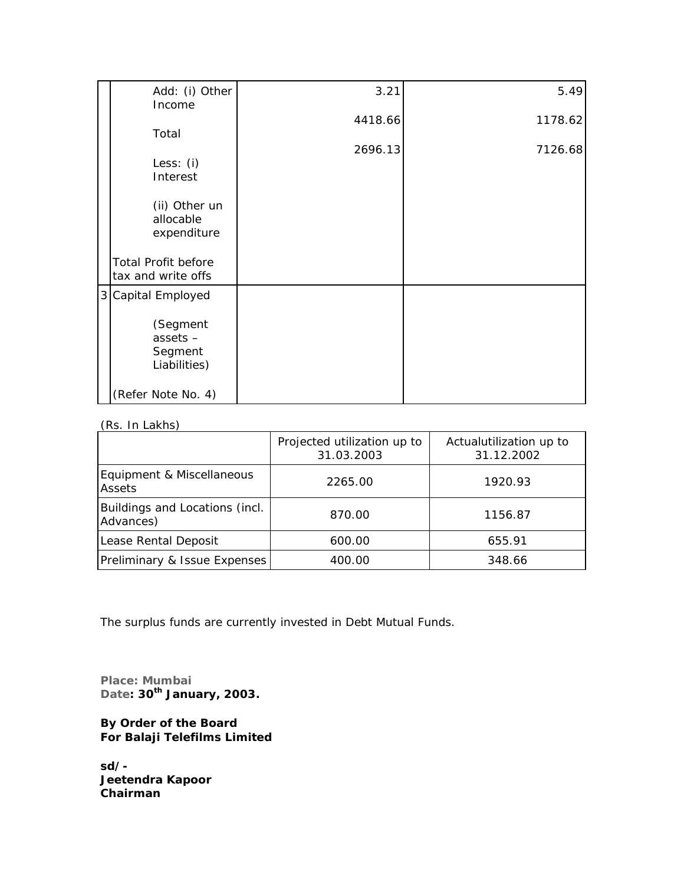| | | | |
|---|---|---|---|
| | Add: (i) Other Income | 3.21 | 5.49 |
| | Total | 4418.66 | 1178.62 |
| | Less: (i) Interest | 2696.13 | 7126.68 |
| | (ii) Other un allocable expenditure | | |
| | Total Profit before tax and write offs | | |
| 3 | Capital Employed<br><br>(Segment assets – Segment Liabilities)<br><br>(Refer Note No. 4) | | |

(Rs. In Lakhs)

| | Projected utilization up to 31.03.2003 | Actualutilization up to 31.12.2002 |
|---|---|---|
| Equipment & Miscellaneous Assets | 2265.00 | 1920.93 |
| Buildings and Locations (incl. Advances) | 870.00 | 1156.87 |
| Lease Rental Deposit | 600.00 | 655.91 |
| Preliminary & Issue Expenses | 400.00 | 348.66 |

The surplus funds are currently invested in Debt Mutual Funds.

**Place: Mumbai**
**Date: 30th January, 2003.**

**By Order of the Board**
**For Balaji Telefilms Limited**

**sd/-**
**Jeetendra Kapoor**
**Chairman**